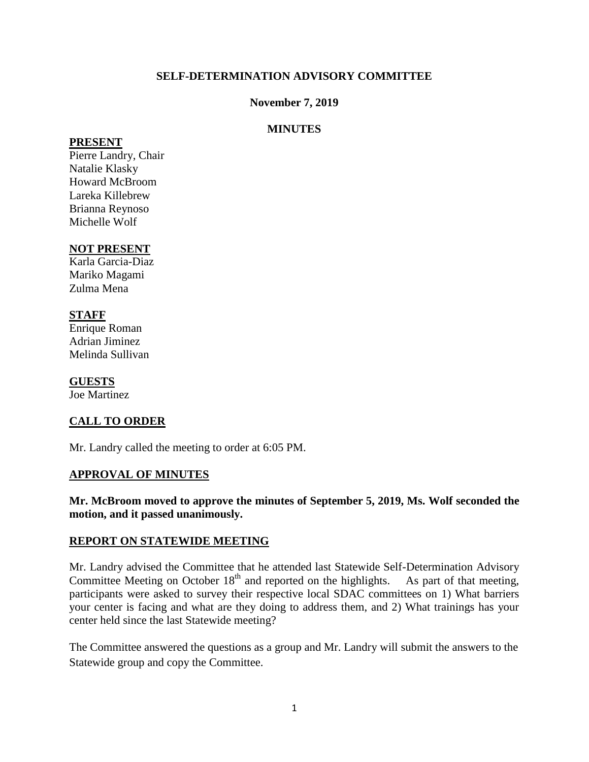# SELF-DETERMINATION ADVISORY COMMITTEE

## November 7, 2019

## MINUTES

**PRESENT**

Pierre Landry, Chair
Natalie Klasky
Howard McBroom
Lareka Killebrew
Brianna Reynoso
Michelle Wolf

**NOT PRESENT**

Karla Garcia-Diaz
Mariko Magami
Zulma Mena

**STAFF**

Enrique Roman
Adrian Jiminez
Melinda Sullivan

**GUESTS**

Joe Martinez

**CALL TO ORDER**

Mr. Landry called the meeting to order at 6:05 PM.

**APPROVAL OF MINUTES**

**Mr. McBroom moved to approve the minutes of September 5, 2019, Ms. Wolf seconded the motion, and it passed unanimously.**

**REPORT ON STATEWIDE MEETING**

Mr. Landry advised the Committee that he attended last Statewide Self-Determination Advisory Committee Meeting on October 18th and reported on the highlights. As part of that meeting, participants were asked to survey their respective local SDAC committees on 1) What barriers your center is facing and what are they doing to address them, and 2) What trainings has your center held since the last Statewide meeting?

The Committee answered the questions as a group and Mr. Landry will submit the answers to the Statewide group and copy the Committee.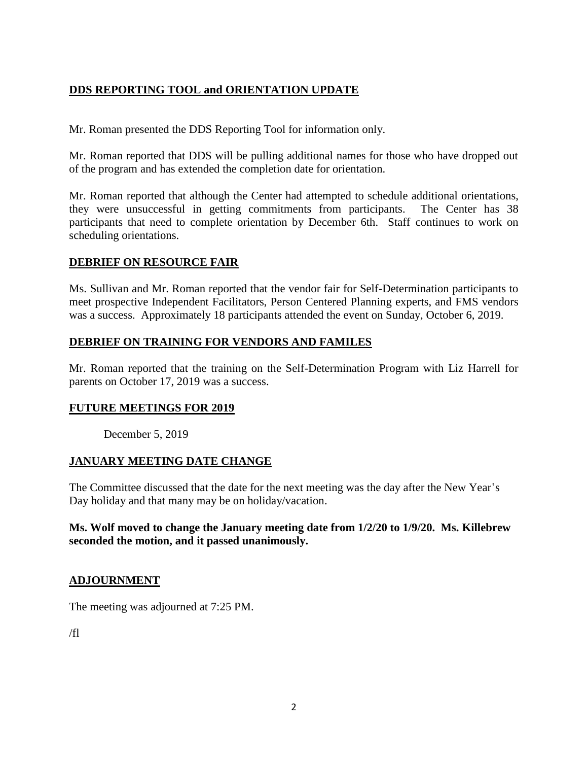## DDS REPORTING TOOL and ORIENTATION UPDATE

Mr. Roman presented the DDS Reporting Tool for information only.

Mr. Roman reported that DDS will be pulling additional names for those who have dropped out of the program and has extended the completion date for orientation.

Mr. Roman reported that although the Center had attempted to schedule additional orientations, they were unsuccessful in getting commitments from participants. The Center has 38 participants that need to complete orientation by December 6th. Staff continues to work on scheduling orientations.

## DEBRIEF ON RESOURCE FAIR

Ms. Sullivan and Mr. Roman reported that the vendor fair for Self-Determination participants to meet prospective Independent Facilitators, Person Centered Planning experts, and FMS vendors was a success. Approximately 18 participants attended the event on Sunday, October 6, 2019.

## DEBRIEF ON TRAINING FOR VENDORS AND FAMILES

Mr. Roman reported that the training on the Self-Determination Program with Liz Harrell for parents on October 17, 2019 was a success.

## FUTURE MEETINGS FOR 2019

December 5, 2019

## JANUARY MEETING DATE CHANGE

The Committee discussed that the date for the next meeting was the day after the New Year's Day holiday and that many may be on holiday/vacation.

**Ms. Wolf moved to change the January meeting date from 1/2/20 to 1/9/20. Ms. Killebrew seconded the motion, and it passed unanimously.**

## ADJOURNMENT

The meeting was adjourned at 7:25 PM.

/fl